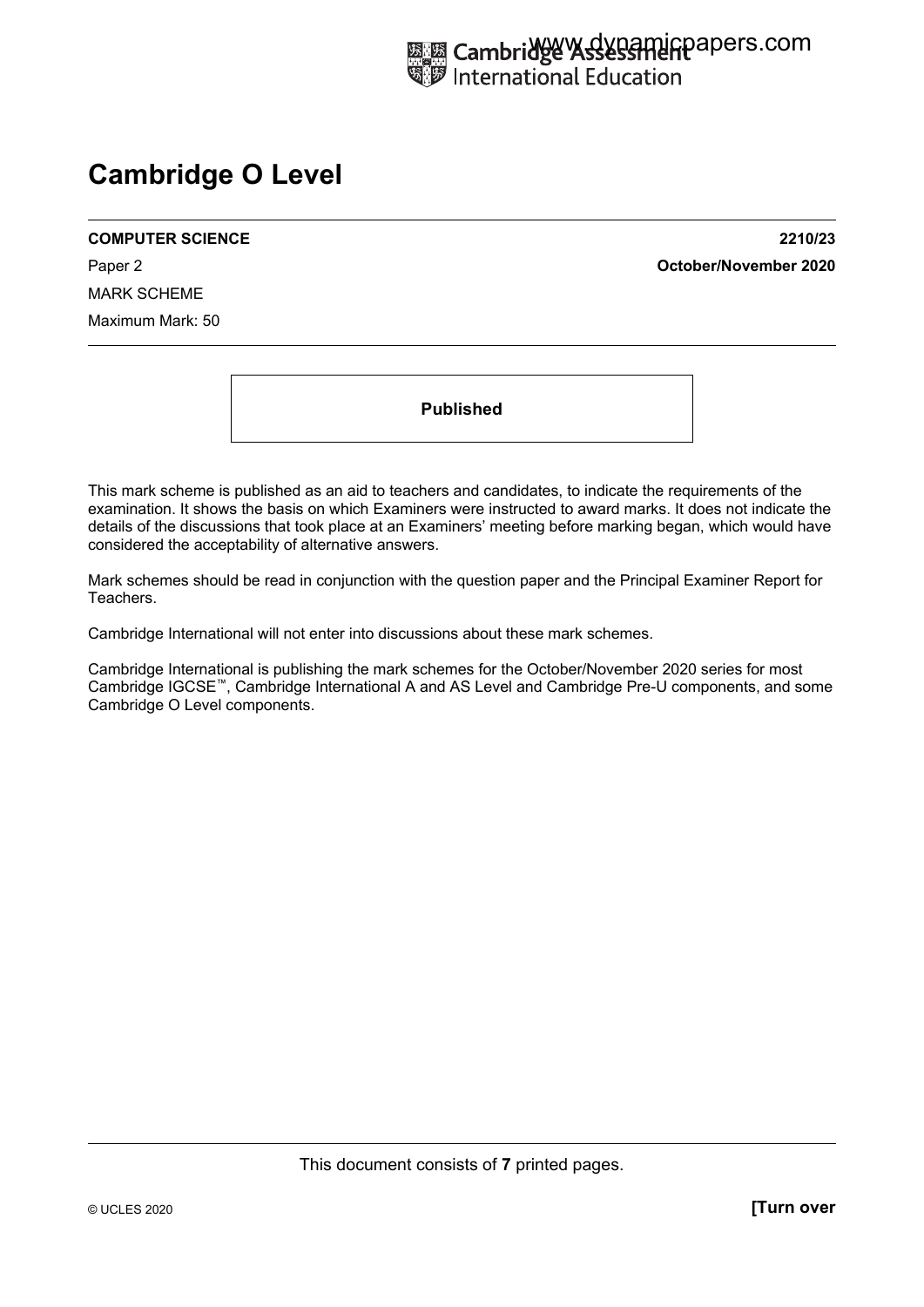# Cambridge O Level

**COMPUTER SCIENCE** **2210/23**

Paper 2 **October/November 2020**

MARK SCHEME

Maximum Mark: 50

**Published**

This mark scheme is published as an aid to teachers and candidates, to indicate the requirements of the examination. It shows the basis on which Examiners were instructed to award marks. It does not indicate the details of the discussions that took place at an Examiners' meeting before marking began, which would have considered the acceptability of alternative answers.

Mark schemes should be read in conjunction with the question paper and the Principal Examiner Report for Teachers.

Cambridge International will not enter into discussions about these mark schemes.

Cambridge International is publishing the mark schemes for the October/November 2020 series for most Cambridge IGCSE™, Cambridge International A and AS Level and Cambridge Pre-U components, and some Cambridge O Level components.

This document consists of **7** printed pages.

© UCLES 2020 **[Turn over**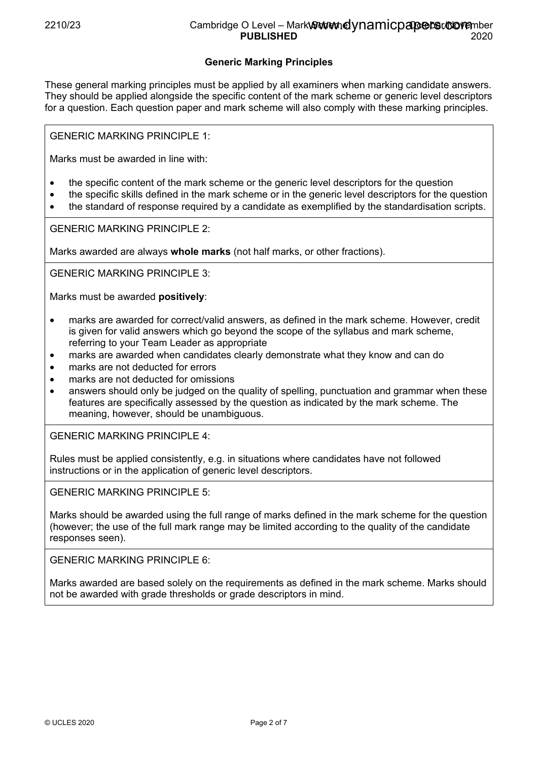## Generic Marking Principles

These general marking principles must be applied by all examiners when marking candidate answers. They should be applied alongside the specific content of the mark scheme or generic level descriptors for a question. Each question paper and mark scheme will also comply with these marking principles.

GENERIC MARKING PRINCIPLE 1:

Marks must be awarded in line with:

- the specific content of the mark scheme or the generic level descriptors for the question
- the specific skills defined in the mark scheme or in the generic level descriptors for the question
- the standard of response required by a candidate as exemplified by the standardisation scripts.

GENERIC MARKING PRINCIPLE 2:

Marks awarded are always **whole marks** (not half marks, or other fractions).

GENERIC MARKING PRINCIPLE 3:

Marks must be awarded **positively**:

- marks are awarded for correct/valid answers, as defined in the mark scheme. However, credit is given for valid answers which go beyond the scope of the syllabus and mark scheme, referring to your Team Leader as appropriate
- marks are awarded when candidates clearly demonstrate what they know and can do
- marks are not deducted for errors
- marks are not deducted for omissions
- answers should only be judged on the quality of spelling, punctuation and grammar when these features are specifically assessed by the question as indicated by the mark scheme. The meaning, however, should be unambiguous.

GENERIC MARKING PRINCIPLE 4:

Rules must be applied consistently, e.g. in situations where candidates have not followed instructions or in the application of generic level descriptors.

GENERIC MARKING PRINCIPLE 5:

Marks should be awarded using the full range of marks defined in the mark scheme for the question (however; the use of the full mark range may be limited according to the quality of the candidate responses seen).

GENERIC MARKING PRINCIPLE 6:

Marks awarded are based solely on the requirements as defined in the mark scheme. Marks should not be awarded with grade thresholds or grade descriptors in mind.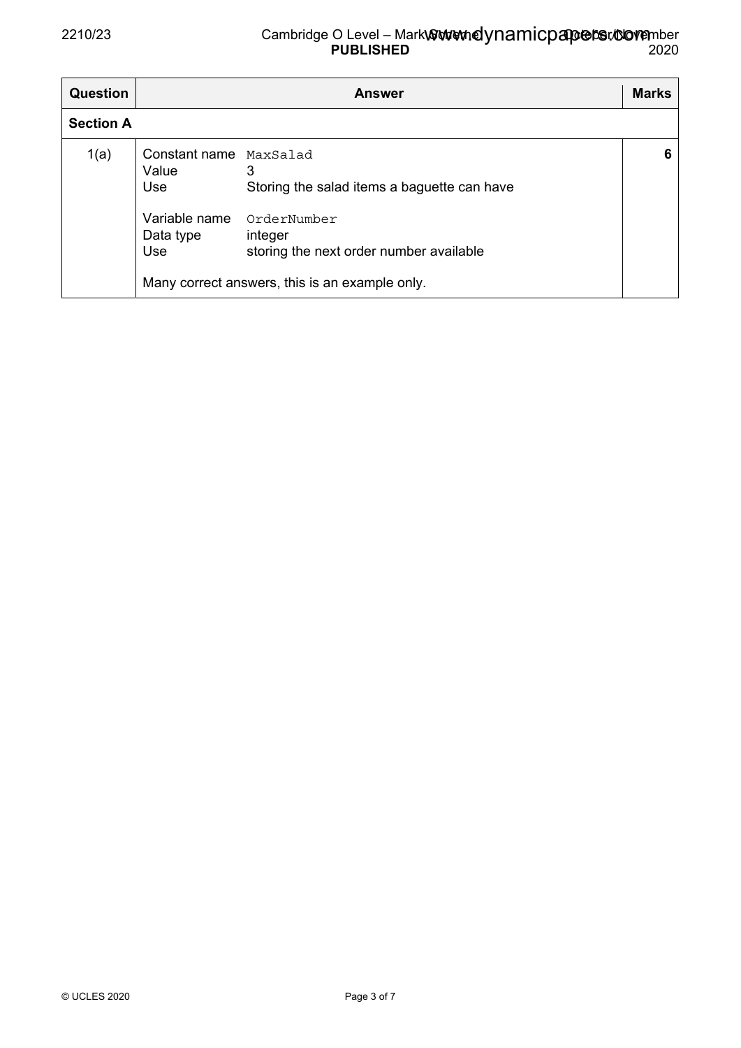| Question | Answer | Marks |
|---|---|---|
| **Section A** | | |
| 1(a) | Constant name `MaxSalad`<br>Value 3<br>Use Storing the salad items a baguette can have<br><br>Variable name `OrderNumber`<br>Data type integer<br>Use storing the next order number available<br><br>Many correct answers, this is an example only. | 6 |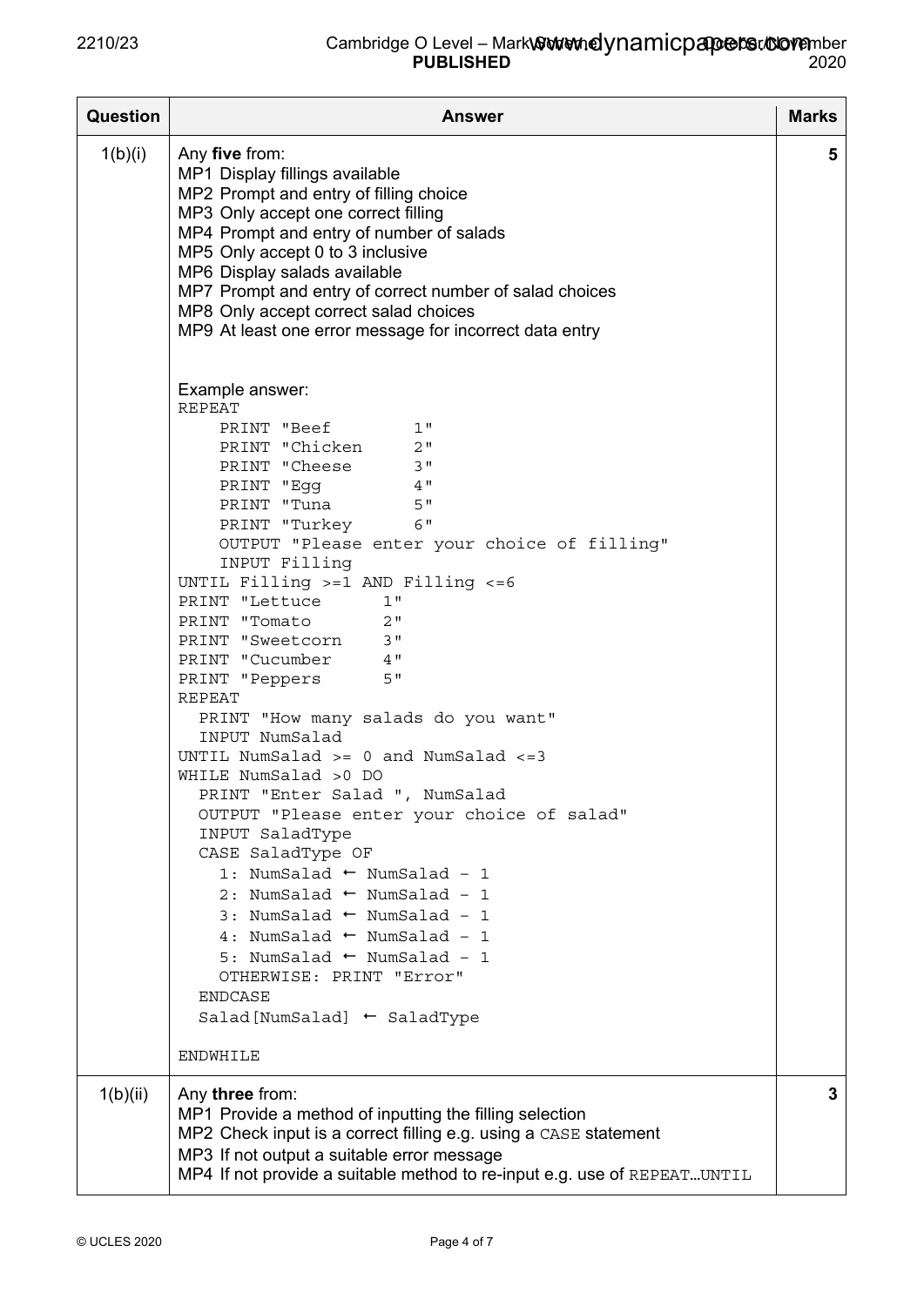| Question | Answer | Marks |
|---|---|---|
| 1(b)(i) | Any **five** from:<br>MP1 Display fillings available<br>MP2 Prompt and entry of filling choice<br>MP3 Only accept one correct filling<br>MP4 Prompt and entry of number of salads<br>MP5 Only accept 0 to 3 inclusive<br>MP6 Display salads available<br>MP7 Prompt and entry of correct number of salad choices<br>MP8 Only accept correct salad choices<br>MP9 At least one error message for incorrect data entry<br><br>Example answer:<br>`REPEAT`<br>`    PRINT "Beef        1"`<br>`    PRINT "Chicken     2"`<br>`    PRINT "Cheese      3"`<br>`    PRINT "Egg         4"`<br>`    PRINT "Tuna        5"`<br>`    PRINT "Turkey      6"`<br>`    OUTPUT "Please enter your choice of filling"`<br>`    INPUT Filling`<br>`UNTIL Filling >=1 AND Filling <=6`<br>`PRINT "Lettuce      1"`<br>`PRINT "Tomato       2"`<br>`PRINT "Sweetcorn    3"`<br>`PRINT "Cucumber     4"`<br>`PRINT "Peppers      5"`<br>`REPEAT`<br>`  PRINT "How many salads do you want"`<br>`  INPUT NumSalad`<br>`UNTIL NumSalad >= 0 and NumSalad <=3`<br>`WHILE NumSalad >0 DO`<br>`  PRINT "Enter Salad ", NumSalad`<br>`  OUTPUT "Please enter your choice of salad"`<br>`  INPUT SaladType`<br>`  CASE SaladType OF`<br>`    1: NumSalad ← NumSalad – 1`<br>`    2: NumSalad ← NumSalad – 1`<br>`    3: NumSalad ← NumSalad – 1`<br>`    4: NumSalad ← NumSalad – 1`<br>`    5: NumSalad ← NumSalad – 1`<br>`    OTHERWISE: PRINT "Error"`<br>`  ENDCASE`<br>`  Salad[NumSalad] ← SaladType`<br><br>`ENDWHILE` | 5 |
| 1(b)(ii) | Any **three** from:<br>MP1 Provide a method of inputting the filling selection<br>MP2 Check input is a correct filling e.g. using a `CASE` statement<br>MP3 If not output a suitable error message<br>MP4 If not provide a suitable method to re-input e.g. use of `REPEAT…UNTIL` | 3 |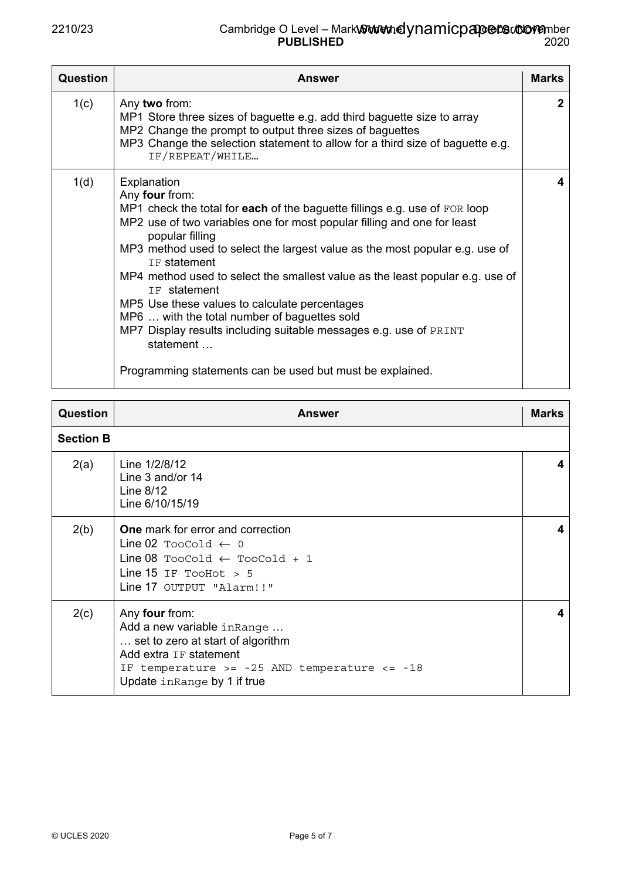| Question | Answer | Marks |
|---|---|---|
| 1(c) | Any **two** from:<br>MP1 Store three sizes of baguette e.g. add third baguette size to array<br>MP2 Change the prompt to output three sizes of baguettes<br>MP3 Change the selection statement to allow for a third size of baguette e.g. `IF/REPEAT/WHILE…` | 2 |
| 1(d) | Explanation<br>Any **four** from:<br>MP1 check the total for **each** of the baguette fillings e.g. use of `FOR` loop<br>MP2 use of two variables one for most popular filling and one for least popular filling<br>MP3 method used to select the largest value as the most popular e.g. use of `IF` statement<br>MP4 method used to select the smallest value as the least popular e.g. use of `IF` statement<br>MP5 Use these values to calculate percentages<br>MP6 … with the total number of baguettes sold<br>MP7 Display results including suitable messages e.g. use of `PRINT` statement …<br><br>Programming statements can be used but must be explained. | 4 |

| Question | Answer | Marks |
|---|---|---|
| **Section B** | | |
| 2(a) | Line 1/2/8/12<br>Line 3 and/or 14<br>Line 8/12<br>Line 6/10/15/19 | 4 |
| 2(b) | **One** mark for error and correction<br>Line 02 `TooCold ← 0`<br>Line 08 `TooCold ← TooCold + 1`<br>Line 15 `IF TooHot > 5`<br>Line 17 `OUTPUT "Alarm!!"` | 4 |
| 2(c) | Any **four** from:<br>Add a new variable `inRange` …<br>… set to zero at start of algorithm<br>Add extra `IF` statement<br>`IF temperature >= -25 AND temperature <= -18`<br>Update `inRange` by 1 if true | 4 |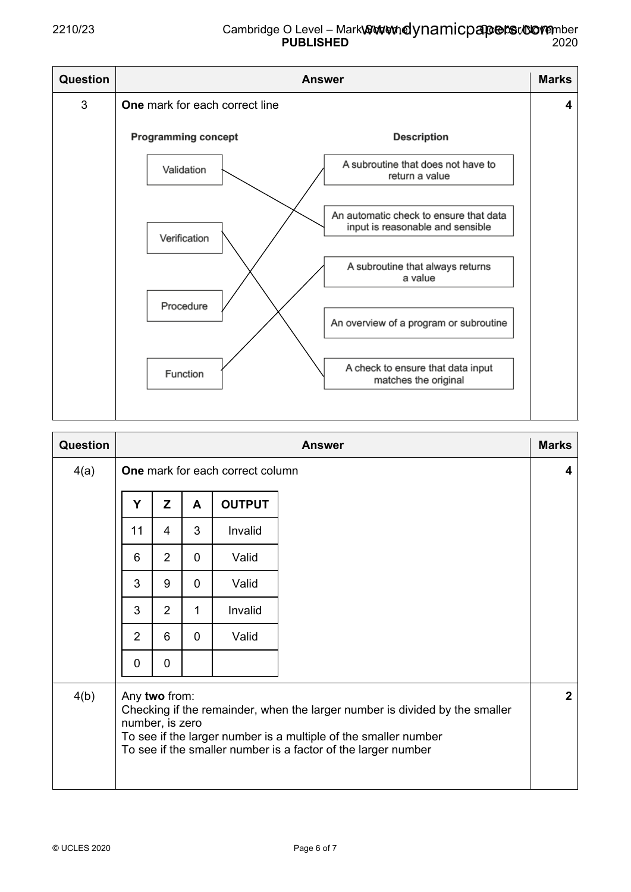| Question | Answer | Marks |
|---|---|---|
| 3 | **One** mark for each correct line | 4 |

**Programming concept** — **Description**

- Validation — An automatic check to ensure that data input is reasonable and sensible
- Verification — A check to ensure that data input matches the original
- Procedure — A subroutine that does not have to return a value
- Function — A subroutine that always returns a value

(Unmatched description: An overview of a program or subroutine)

| Question | Answer | Marks |
|---|---|---|
| 4(a) | **One** mark for each correct column | 4 |

| Y | Z | A | OUTPUT |
|---|---|---|---|
| 11 | 4 | 3 | Invalid |
| 6 | 2 | 0 | Valid |
| 3 | 9 | 0 | Valid |
| 3 | 2 | 1 | Invalid |
| 2 | 6 | 0 | Valid |
| 0 | 0 | | |

| Question | Answer | Marks |
|---|---|---|
| 4(b) | Any **two** from:<br>Checking if the remainder, when the larger number is divided by the smaller number, is zero<br>To see if the larger number is a multiple of the smaller number<br>To see if the smaller number is a factor of the larger number | 2 |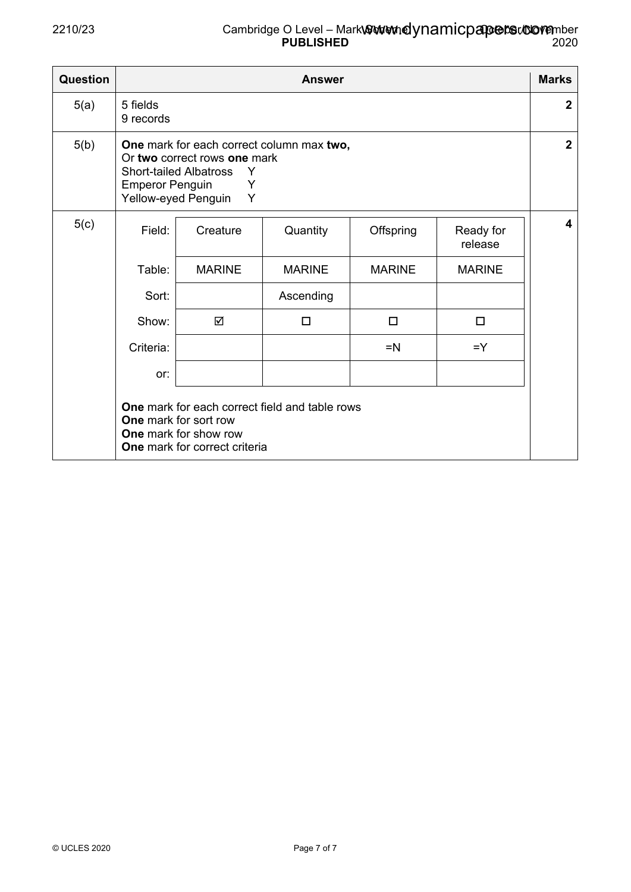| Question | Answer | Marks |
|---|---|---|
| 5(a) | 5 fields<br>9 records | **2** |
| 5(b) | **One** mark for each correct column max **two,**<br>Or **two** correct rows **one** mark<br>Short-tailed Albatross Y<br>Emperor Penguin Y<br>Yellow-eyed Penguin Y | **2** |
| 5(c) | (see table below) | **4** |

| Field: | Creature | Quantity | Offspring | Ready for release |
|---|---|---|---|---|
| Table: | MARINE | MARINE | MARINE | MARINE |
| Sort: | | Ascending | | |
| Show: | ☑ | ☐ | ☐ | ☐ |
| Criteria: | | | =N | =Y |
| or: | | | | |

**One** mark for each correct field and table rows
**One** mark for sort row
**One** mark for show row
**One** mark for correct criteria